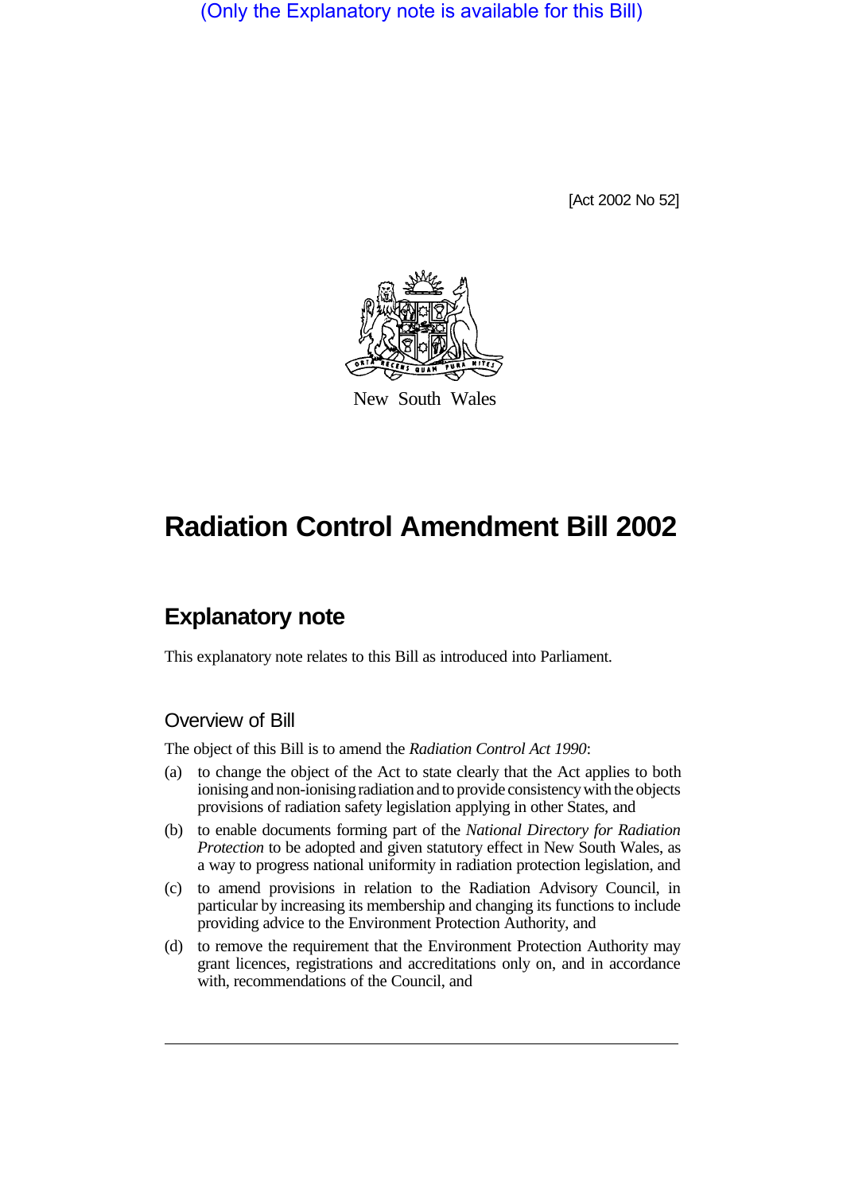(Only the Explanatory note is available for this Bill)

[Act 2002 No 52]

New South Wales

# Radiation Control Amendment Bill 2002

## Explanatory note

This explanatory note relates to this Bill as introduced into Parliament.

### Overview of Bill

The object of this Bill is to amend the *Radiation Control Act 1990*:

(a) to change the object of the Act to state clearly that the Act applies to both ionising and non-ionising radiation and to provide consistency with the objects provisions of radiation safety legislation applying in other States, and

(b) to enable documents forming part of the *National Directory for Radiation Protection* to be adopted and given statutory effect in New South Wales, as a way to progress national uniformity in radiation protection legislation, and

(c) to amend provisions in relation to the Radiation Advisory Council, in particular by increasing its membership and changing its functions to include providing advice to the Environment Protection Authority, and

(d) to remove the requirement that the Environment Protection Authority may grant licences, registrations and accreditations only on, and in accordance with, recommendations of the Council, and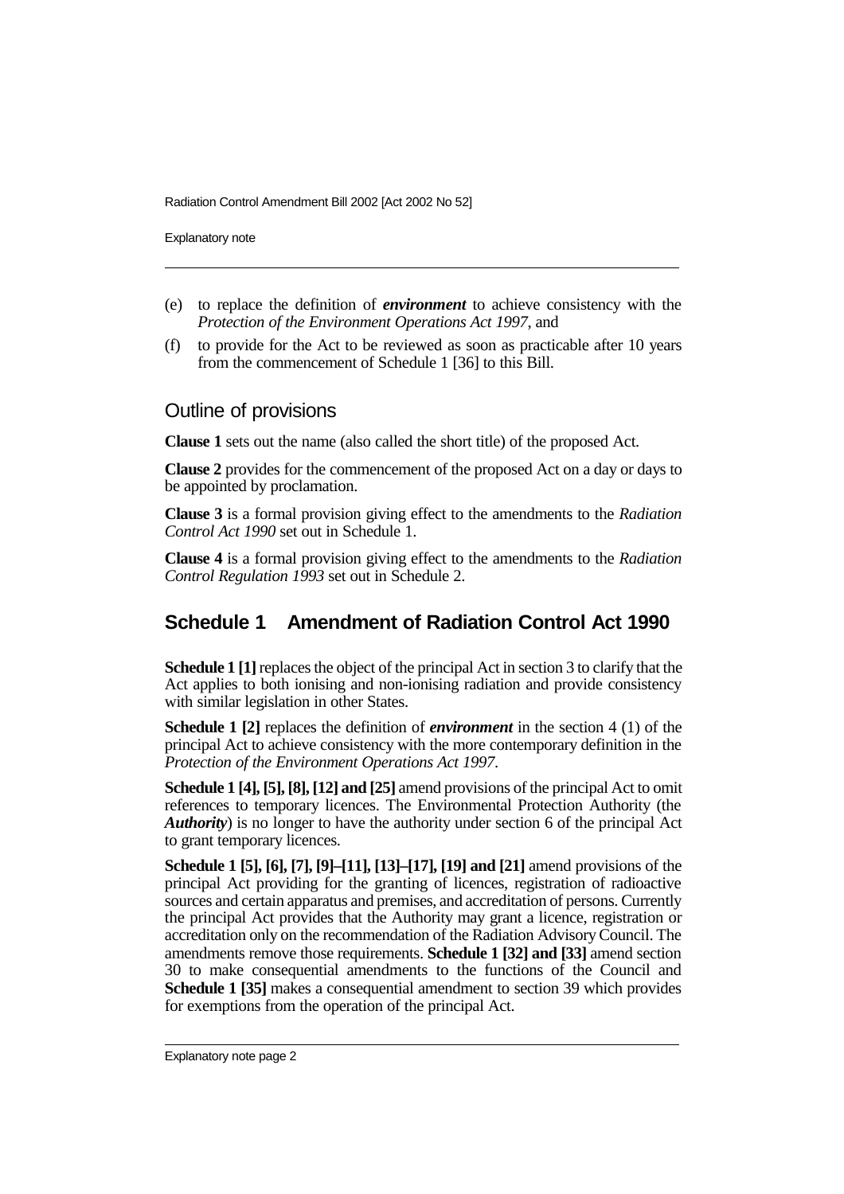(e) to replace the definition of ***environment*** to achieve consistency with the *Protection of the Environment Operations Act 1997*, and

(f) to provide for the Act to be reviewed as soon as practicable after 10 years from the commencement of Schedule 1 [36] to this Bill.

## Outline of provisions

**Clause 1** sets out the name (also called the short title) of the proposed Act.

**Clause 2** provides for the commencement of the proposed Act on a day or days to be appointed by proclamation.

**Clause 3** is a formal provision giving effect to the amendments to the *Radiation Control Act 1990* set out in Schedule 1.

**Clause 4** is a formal provision giving effect to the amendments to the *Radiation Control Regulation 1993* set out in Schedule 2.

## Schedule 1 Amendment of Radiation Control Act 1990

**Schedule 1 [1]** replaces the object of the principal Act in section 3 to clarify that the Act applies to both ionising and non-ionising radiation and provide consistency with similar legislation in other States.

**Schedule 1 [2]** replaces the definition of ***environment*** in the section 4 (1) of the principal Act to achieve consistency with the more contemporary definition in the *Protection of the Environment Operations Act 1997*.

**Schedule 1 [4], [5], [8], [12] and [25]** amend provisions of the principal Act to omit references to temporary licences. The Environmental Protection Authority (the ***Authority***) is no longer to have the authority under section 6 of the principal Act to grant temporary licences.

**Schedule 1 [5], [6], [7], [9]–[11], [13]–[17], [19] and [21]** amend provisions of the principal Act providing for the granting of licences, registration of radioactive sources and certain apparatus and premises, and accreditation of persons. Currently the principal Act provides that the Authority may grant a licence, registration or accreditation only on the recommendation of the Radiation Advisory Council. The amendments remove those requirements. **Schedule 1 [32] and [33]** amend section 30 to make consequential amendments to the functions of the Council and **Schedule 1 [35]** makes a consequential amendment to section 39 which provides for exemptions from the operation of the principal Act.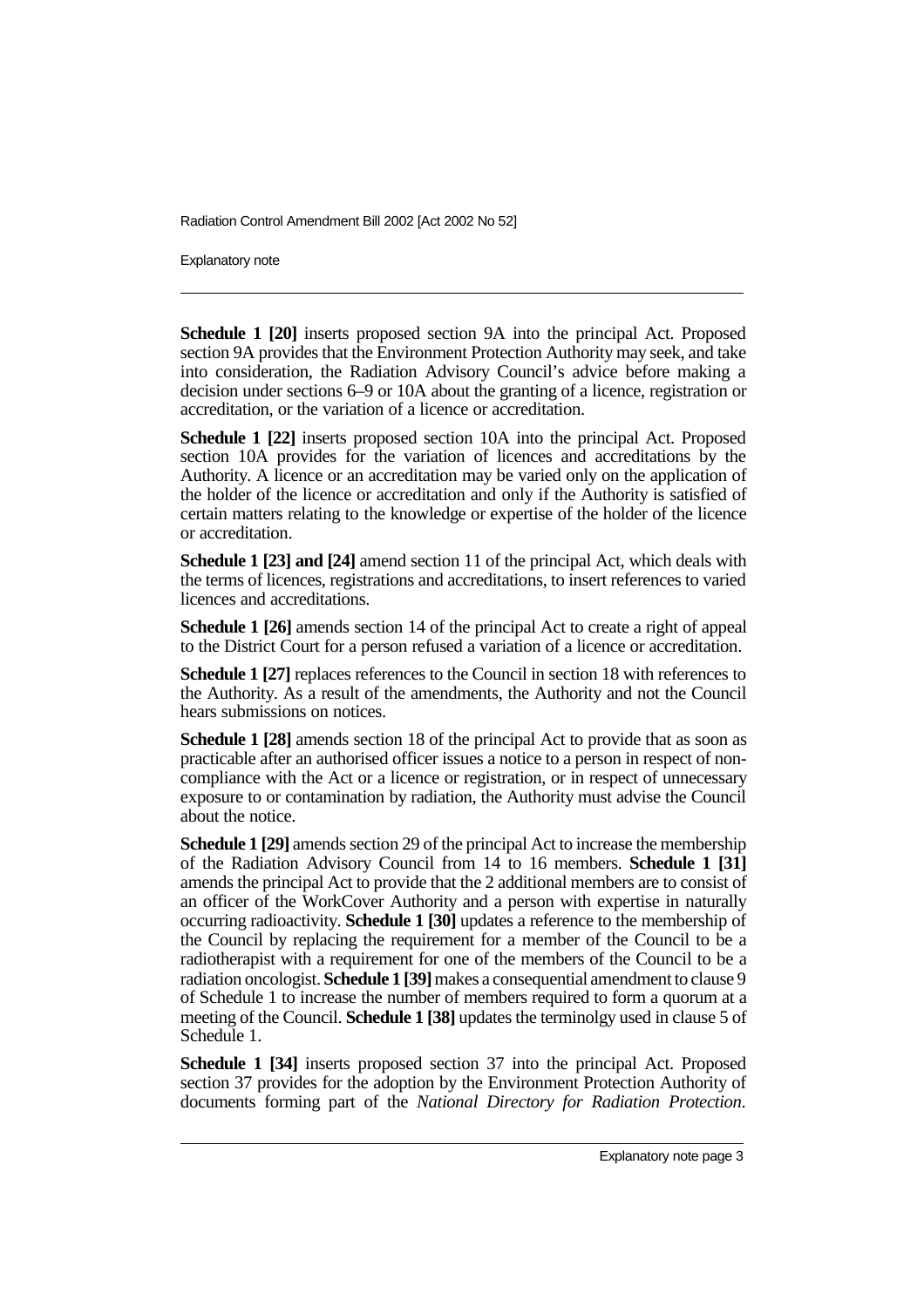**Schedule 1 [20]** inserts proposed section 9A into the principal Act. Proposed section 9A provides that the Environment Protection Authority may seek, and take into consideration, the Radiation Advisory Council's advice before making a decision under sections 6–9 or 10A about the granting of a licence, registration or accreditation, or the variation of a licence or accreditation.

**Schedule 1 [22]** inserts proposed section 10A into the principal Act. Proposed section 10A provides for the variation of licences and accreditations by the Authority. A licence or an accreditation may be varied only on the application of the holder of the licence or accreditation and only if the Authority is satisfied of certain matters relating to the knowledge or expertise of the holder of the licence or accreditation.

**Schedule 1 [23] and [24]** amend section 11 of the principal Act, which deals with the terms of licences, registrations and accreditations, to insert references to varied licences and accreditations.

**Schedule 1 [26]** amends section 14 of the principal Act to create a right of appeal to the District Court for a person refused a variation of a licence or accreditation.

**Schedule 1 [27]** replaces references to the Council in section 18 with references to the Authority. As a result of the amendments, the Authority and not the Council hears submissions on notices.

**Schedule 1 [28]** amends section 18 of the principal Act to provide that as soon as practicable after an authorised officer issues a notice to a person in respect of non-compliance with the Act or a licence or registration, or in respect of unnecessary exposure to or contamination by radiation, the Authority must advise the Council about the notice.

**Schedule 1 [29]** amends section 29 of the principal Act to increase the membership of the Radiation Advisory Council from 14 to 16 members. **Schedule 1 [31]** amends the principal Act to provide that the 2 additional members are to consist of an officer of the WorkCover Authority and a person with expertise in naturally occurring radioactivity. **Schedule 1 [30]** updates a reference to the membership of the Council by replacing the requirement for a member of the Council to be a radiotherapist with a requirement for one of the members of the Council to be a radiation oncologist. **Schedule 1 [39]** makes a consequential amendment to clause 9 of Schedule 1 to increase the number of members required to form a quorum at a meeting of the Council. **Schedule 1 [38]** updates the terminolgy used in clause 5 of Schedule 1.

**Schedule 1 [34]** inserts proposed section 37 into the principal Act. Proposed section 37 provides for the adoption by the Environment Protection Authority of documents forming part of the *National Directory for Radiation Protection*.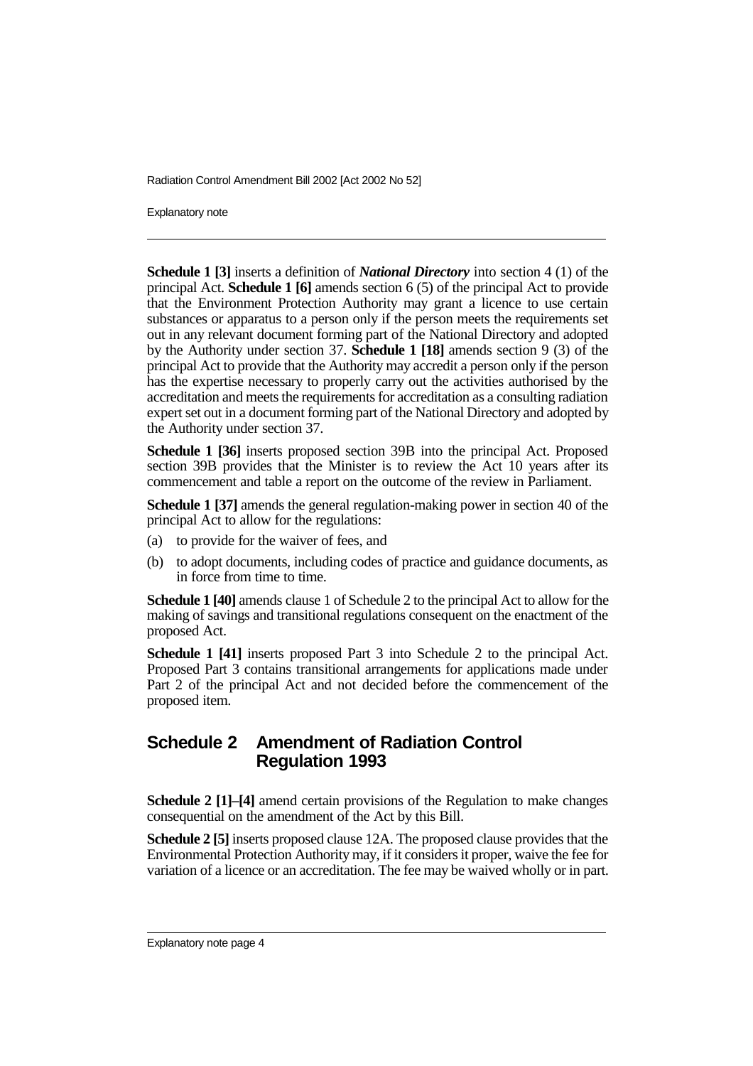**Schedule 1 [3]** inserts a definition of ***National Directory*** into section 4 (1) of the principal Act. **Schedule 1 [6]** amends section 6 (5) of the principal Act to provide that the Environment Protection Authority may grant a licence to use certain substances or apparatus to a person only if the person meets the requirements set out in any relevant document forming part of the National Directory and adopted by the Authority under section 37. **Schedule 1 [18]** amends section 9 (3) of the principal Act to provide that the Authority may accredit a person only if the person has the expertise necessary to properly carry out the activities authorised by the accreditation and meets the requirements for accreditation as a consulting radiation expert set out in a document forming part of the National Directory and adopted by the Authority under section 37.

**Schedule 1 [36]** inserts proposed section 39B into the principal Act. Proposed section 39B provides that the Minister is to review the Act 10 years after its commencement and table a report on the outcome of the review in Parliament.

**Schedule 1 [37]** amends the general regulation-making power in section 40 of the principal Act to allow for the regulations:

(a) to provide for the waiver of fees, and

(b) to adopt documents, including codes of practice and guidance documents, as in force from time to time.

**Schedule 1 [40]** amends clause 1 of Schedule 2 to the principal Act to allow for the making of savings and transitional regulations consequent on the enactment of the proposed Act.

**Schedule 1 [41]** inserts proposed Part 3 into Schedule 2 to the principal Act. Proposed Part 3 contains transitional arrangements for applications made under Part 2 of the principal Act and not decided before the commencement of the proposed item.

## Schedule 2 Amendment of Radiation Control Regulation 1993

**Schedule 2 [1]–[4]** amend certain provisions of the Regulation to make changes consequential on the amendment of the Act by this Bill.

**Schedule 2 [5]** inserts proposed clause 12A. The proposed clause provides that the Environmental Protection Authority may, if it considers it proper, waive the fee for variation of a licence or an accreditation. The fee may be waived wholly or in part.